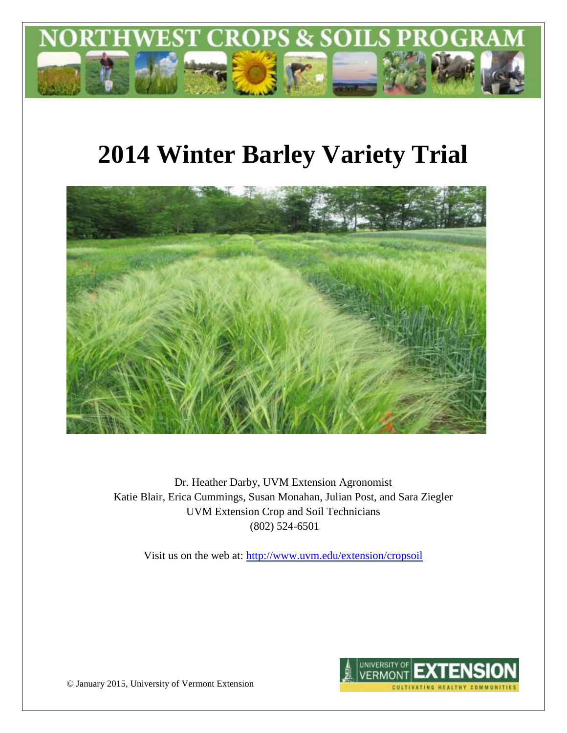NORTHWEST CROPS & SOILS PROGRAM

# 2014 Winter Barley Variety Trial

Dr. Heather Darby, UVM Extension Agronomist
Katie Blair, Erica Cummings, Susan Monahan, Julian Post, and Sara Ziegler
UVM Extension Crop and Soil Technicians
(802) 524-6501

Visit us on the web at: http://www.uvm.edu/extension/cropsoil

© January 2015, University of Vermont Extension

UNIVERSITY OF VERMONT EXTENSION
CULTIVATING HEALTHY COMMUNITIES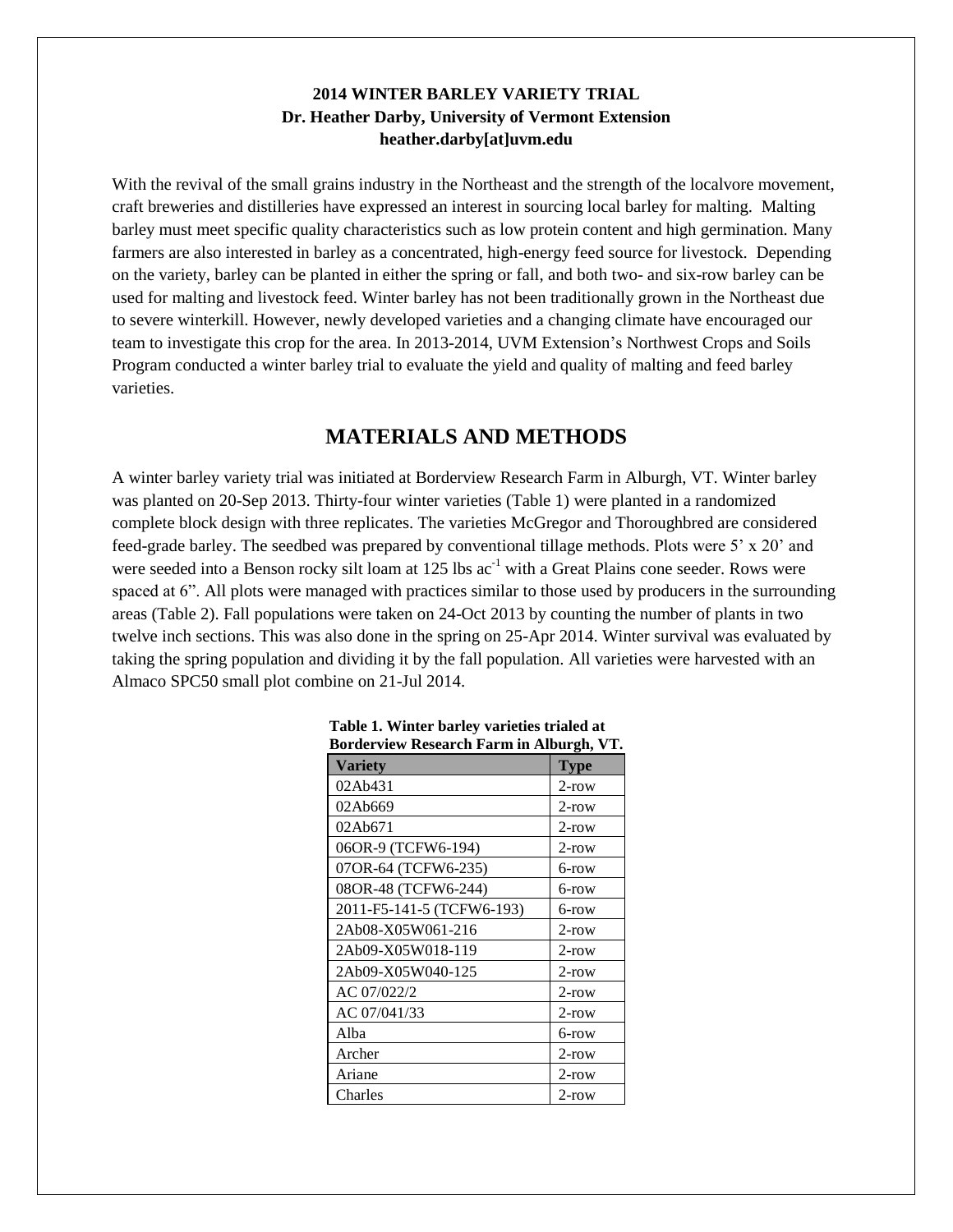**2014 WINTER BARLEY VARIETY TRIAL**
**Dr. Heather Darby, University of Vermont Extension**
**heather.darby[at]uvm.edu**

With the revival of the small grains industry in the Northeast and the strength of the localvore movement, craft breweries and distilleries have expressed an interest in sourcing local barley for malting. Malting barley must meet specific quality characteristics such as low protein content and high germination. Many farmers are also interested in barley as a concentrated, high-energy feed source for livestock. Depending on the variety, barley can be planted in either the spring or fall, and both two- and six-row barley can be used for malting and livestock feed. Winter barley has not been traditionally grown in the Northeast due to severe winterkill. However, newly developed varieties and a changing climate have encouraged our team to investigate this crop for the area. In 2013-2014, UVM Extension's Northwest Crops and Soils Program conducted a winter barley trial to evaluate the yield and quality of malting and feed barley varieties.

## MATERIALS AND METHODS

A winter barley variety trial was initiated at Borderview Research Farm in Alburgh, VT. Winter barley was planted on 20-Sep 2013. Thirty-four winter varieties (Table 1) were planted in a randomized complete block design with three replicates. The varieties McGregor and Thoroughbred are considered feed-grade barley. The seedbed was prepared by conventional tillage methods. Plots were 5' x 20' and were seeded into a Benson rocky silt loam at 125 lbs $ac^{-1}$ with a Great Plains cone seeder. Rows were spaced at 6". All plots were managed with practices similar to those used by producers in the surrounding areas (Table 2). Fall populations were taken on 24-Oct 2013 by counting the number of plants in two twelve inch sections. This was also done in the spring on 25-Apr 2014. Winter survival was evaluated by taking the spring population and dividing it by the fall population. All varieties were harvested with an Almaco SPC50 small plot combine on 21-Jul 2014.

**Table 1. Winter barley varieties trialed at Borderview Research Farm in Alburgh, VT.**

| Variety | Type |
|---|---|
| 02Ab431 | 2-row |
| 02Ab669 | 2-row |
| 02Ab671 | 2-row |
| 06OR-9 (TCFW6-194) | 2-row |
| 07OR-64 (TCFW6-235) | 6-row |
| 08OR-48 (TCFW6-244) | 6-row |
| 2011-F5-141-5 (TCFW6-193) | 6-row |
| 2Ab08-X05W061-216 | 2-row |
| 2Ab09-X05W018-119 | 2-row |
| 2Ab09-X05W040-125 | 2-row |
| AC 07/022/2 | 2-row |
| AC 07/041/33 | 2-row |
| Alba | 6-row |
| Archer | 2-row |
| Ariane | 2-row |
| Charles | 2-row |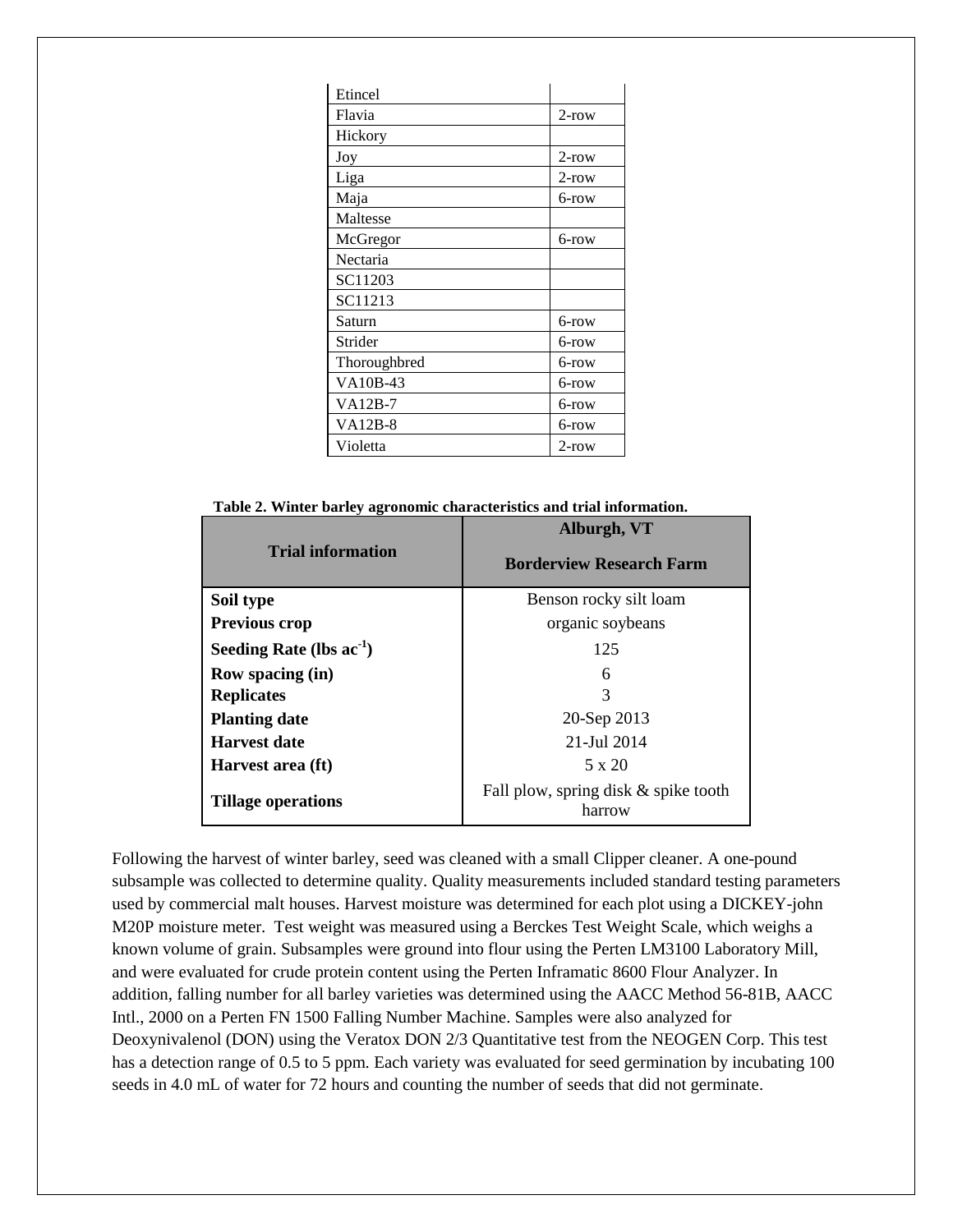| | |
|---|---|
| Etincel | |
| Flavia | 2-row |
| Hickory | |
| Joy | 2-row |
| Liga | 2-row |
| Maja | 6-row |
| Maltesse | |
| McGregor | 6-row |
| Nectaria | |
| SC11203 | |
| SC11213 | |
| Saturn | 6-row |
| Strider | 6-row |
| Thoroughbred | 6-row |
| VA10B-43 | 6-row |
| VA12B-7 | 6-row |
| VA12B-8 | 6-row |
| Violetta | 2-row |

**Table 2. Winter barley agronomic characteristics and trial information.**

| Trial information | Alburgh, VT<br>Borderview Research Farm |
|---|---|
| **Soil type** | Benson rocky silt loam |
| **Previous crop** | organic soybeans |
| **Seeding Rate (lbs ac$^{-1}$)** | 125 |
| **Row spacing (in)** | 6 |
| **Replicates** | 3 |
| **Planting date** | 20-Sep 2013 |
| **Harvest date** | 21-Jul 2014 |
| **Harvest area (ft)** | 5 x 20 |
| **Tillage operations** | Fall plow, spring disk & spike tooth harrow |

Following the harvest of winter barley, seed was cleaned with a small Clipper cleaner. A one-pound subsample was collected to determine quality. Quality measurements included standard testing parameters used by commercial malt houses. Harvest moisture was determined for each plot using a DICKEY-john M20P moisture meter. Test weight was measured using a Berckes Test Weight Scale, which weighs a known volume of grain. Subsamples were ground into flour using the Perten LM3100 Laboratory Mill, and were evaluated for crude protein content using the Perten Inframatic 8600 Flour Analyzer. In addition, falling number for all barley varieties was determined using the AACC Method 56-81B, AACC Intl., 2000 on a Perten FN 1500 Falling Number Machine. Samples were also analyzed for Deoxynivalenol (DON) using the Veratox DON 2/3 Quantitative test from the NEOGEN Corp. This test has a detection range of 0.5 to 5 ppm. Each variety was evaluated for seed germination by incubating 100 seeds in 4.0 mL of water for 72 hours and counting the number of seeds that did not germinate.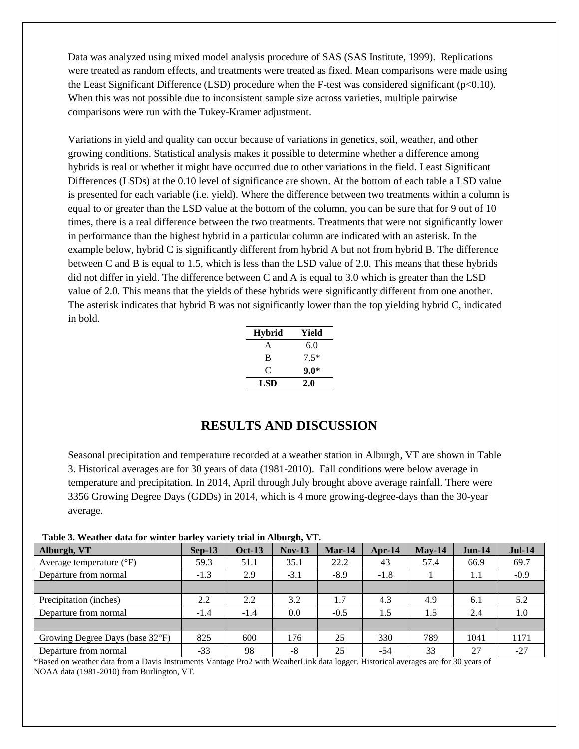Data was analyzed using mixed model analysis procedure of SAS (SAS Institute, 1999). Replications were treated as random effects, and treatments were treated as fixed. Mean comparisons were made using the Least Significant Difference (LSD) procedure when the F-test was considered significant ($p<0.10$). When this was not possible due to inconsistent sample size across varieties, multiple pairwise comparisons were run with the Tukey-Kramer adjustment.

Variations in yield and quality can occur because of variations in genetics, soil, weather, and other growing conditions. Statistical analysis makes it possible to determine whether a difference among hybrids is real or whether it might have occurred due to other variations in the field. Least Significant Differences (LSDs) at the 0.10 level of significance are shown. At the bottom of each table a LSD value is presented for each variable (i.e. yield). Where the difference between two treatments within a column is equal to or greater than the LSD value at the bottom of the column, you can be sure that for 9 out of 10 times, there is a real difference between the two treatments. Treatments that were not significantly lower in performance than the highest hybrid in a particular column are indicated with an asterisk. In the example below, hybrid C is significantly different from hybrid A but not from hybrid B. The difference between C and B is equal to 1.5, which is less than the LSD value of 2.0. This means that these hybrids did not differ in yield. The difference between C and A is equal to 3.0 which is greater than the LSD value of 2.0. This means that the yields of these hybrids were significantly different from one another. The asterisk indicates that hybrid B was not significantly lower than the top yielding hybrid C, indicated in bold.

| Hybrid | Yield |
|---|---|
| A | 6.0 |
| B | 7.5* |
| C | **9.0*** |
| **LSD** | **2.0** |

## RESULTS AND DISCUSSION

Seasonal precipitation and temperature recorded at a weather station in Alburgh, VT are shown in Table 3. Historical averages are for 30 years of data (1981-2010). Fall conditions were below average in temperature and precipitation. In 2014, April through July brought above average rainfall. There were 3356 Growing Degree Days (GDDs) in 2014, which is 4 more growing-degree-days than the 30-year average.

**Table 3. Weather data for winter barley variety trial in Alburgh, VT.**

| Alburgh, VT | Sep-13 | Oct-13 | Nov-13 | Mar-14 | Apr-14 | May-14 | Jun-14 | Jul-14 |
|---|---|---|---|---|---|---|---|---|
| Average temperature (°F) | 59.3 | 51.1 | 35.1 | 22.2 | 43 | 57.4 | 66.9 | 69.7 |
| Departure from normal | -1.3 | 2.9 | -3.1 | -8.9 | -1.8 | 1 | 1.1 | -0.9 |
| | | | | | | | | |
| Precipitation (inches) | 2.2 | 2.2 | 3.2 | 1.7 | 4.3 | 4.9 | 6.1 | 5.2 |
| Departure from normal | -1.4 | -1.4 | 0.0 | -0.5 | 1.5 | 1.5 | 2.4 | 1.0 |
| | | | | | | | | |
| Growing Degree Days (base 32°F) | 825 | 600 | 176 | 25 | 330 | 789 | 1041 | 1171 |
| Departure from normal | -33 | 98 | -8 | 25 | -54 | 33 | 27 | -27 |

*Based on weather data from a Davis Instruments Vantage Pro2 with WeatherLink data logger. Historical averages are for 30 years of NOAA data (1981-2010) from Burlington, VT.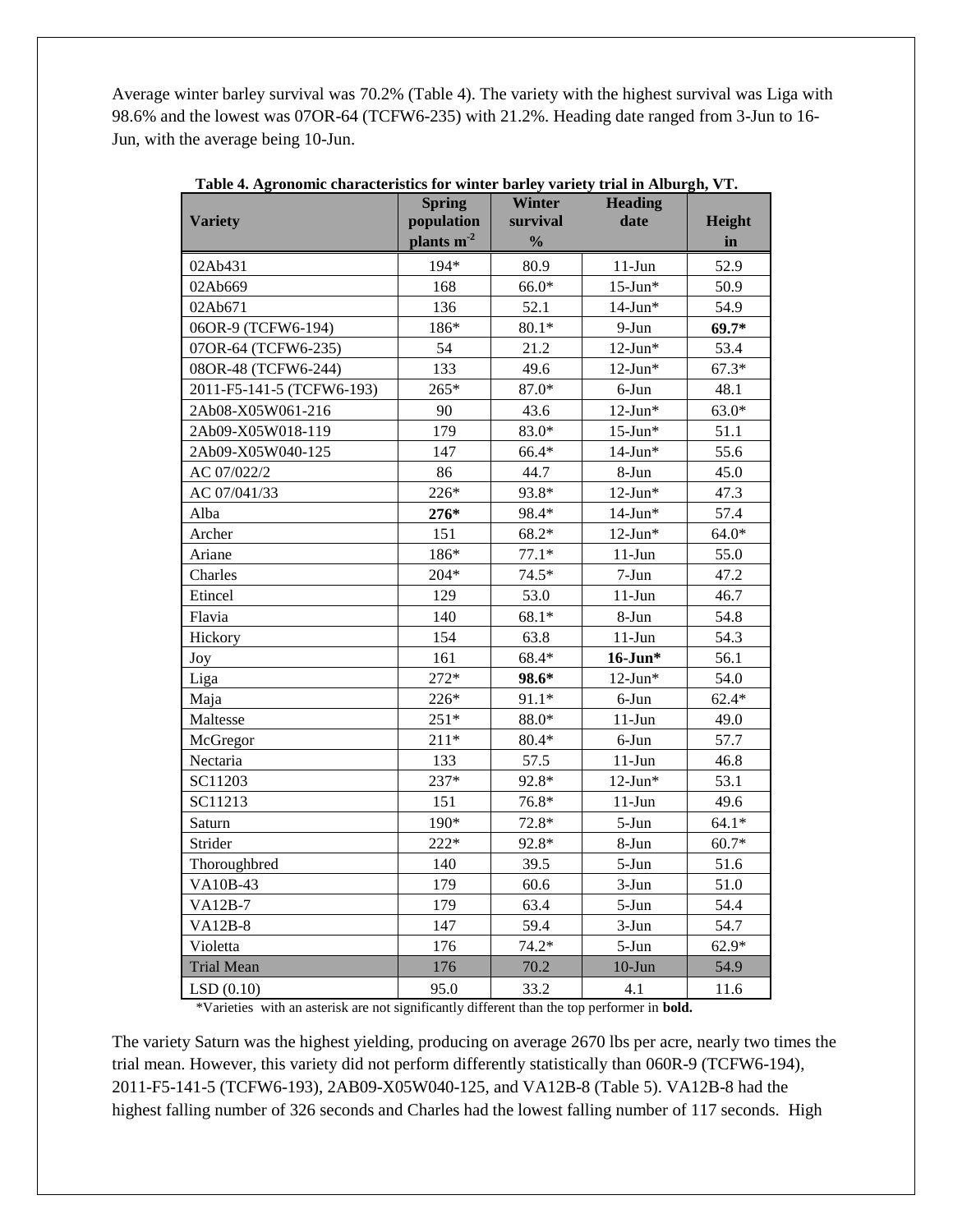Average winter barley survival was 70.2% (Table 4). The variety with the highest survival was Liga with 98.6% and the lowest was 07OR-64 (TCFW6-235) with 21.2%. Heading date ranged from 3-Jun to 16-Jun, with the average being 10-Jun.

**Table 4. Agronomic characteristics for winter barley variety trial in Alburgh, VT.**

| Variety | Spring population plants m$^{-2}$ | Winter survival % | Heading date | Height in |
|---|---|---|---|---|
| 02Ab431 | 194* | 80.9 | 11-Jun | 52.9 |
| 02Ab669 | 168 | 66.0* | 15-Jun* | 50.9 |
| 02Ab671 | 136 | 52.1 | 14-Jun* | 54.9 |
| 06OR-9 (TCFW6-194) | 186* | 80.1* | 9-Jun | **69.7*** |
| 07OR-64 (TCFW6-235) | 54 | 21.2 | 12-Jun* | 53.4 |
| 08OR-48 (TCFW6-244) | 133 | 49.6 | 12-Jun* | 67.3* |
| 2011-F5-141-5 (TCFW6-193) | 265* | 87.0* | 6-Jun | 48.1 |
| 2Ab08-X05W061-216 | 90 | 43.6 | 12-Jun* | 63.0* |
| 2Ab09-X05W018-119 | 179 | 83.0* | 15-Jun* | 51.1 |
| 2Ab09-X05W040-125 | 147 | 66.4* | 14-Jun* | 55.6 |
| AC 07/022/2 | 86 | 44.7 | 8-Jun | 45.0 |
| AC 07/041/33 | 226* | 93.8* | 12-Jun* | 47.3 |
| Alba | **276*** | 98.4* | 14-Jun* | 57.4 |
| Archer | 151 | 68.2* | 12-Jun* | 64.0* |
| Ariane | 186* | 77.1* | 11-Jun | 55.0 |
| Charles | 204* | 74.5* | 7-Jun | 47.2 |
| Etincel | 129 | 53.0 | 11-Jun | 46.7 |
| Flavia | 140 | 68.1* | 8-Jun | 54.8 |
| Hickory | 154 | 63.8 | 11-Jun | 54.3 |
| Joy | 161 | 68.4* | **16-Jun*** | 56.1 |
| Liga | 272* | **98.6*** | 12-Jun* | 54.0 |
| Maja | 226* | 91.1* | 6-Jun | 62.4* |
| Maltesse | 251* | 88.0* | 11-Jun | 49.0 |
| McGregor | 211* | 80.4* | 6-Jun | 57.7 |
| Nectaria | 133 | 57.5 | 11-Jun | 46.8 |
| SC11203 | 237* | 92.8* | 12-Jun* | 53.1 |
| SC11213 | 151 | 76.8* | 11-Jun | 49.6 |
| Saturn | 190* | 72.8* | 5-Jun | 64.1* |
| Strider | 222* | 92.8* | 8-Jun | 60.7* |
| Thoroughbred | 140 | 39.5 | 5-Jun | 51.6 |
| VA10B-43 | 179 | 60.6 | 3-Jun | 51.0 |
| VA12B-7 | 179 | 63.4 | 5-Jun | 54.4 |
| VA12B-8 | 147 | 59.4 | 3-Jun | 54.7 |
| Violetta | 176 | 74.2* | 5-Jun | 62.9* |
| Trial Mean | 176 | 70.2 | 10-Jun | 54.9 |
| LSD (0.10) | 95.0 | 33.2 | 4.1 | 11.6 |

*Varieties with an asterisk are not significantly different than the top performer in **bold.**

The variety Saturn was the highest yielding, producing on average 2670 lbs per acre, nearly two times the trial mean. However, this variety did not perform differently statistically than 060R-9 (TCFW6-194), 2011-F5-141-5 (TCFW6-193), 2AB09-X05W040-125, and VA12B-8 (Table 5). VA12B-8 had the highest falling number of 326 seconds and Charles had the lowest falling number of 117 seconds. High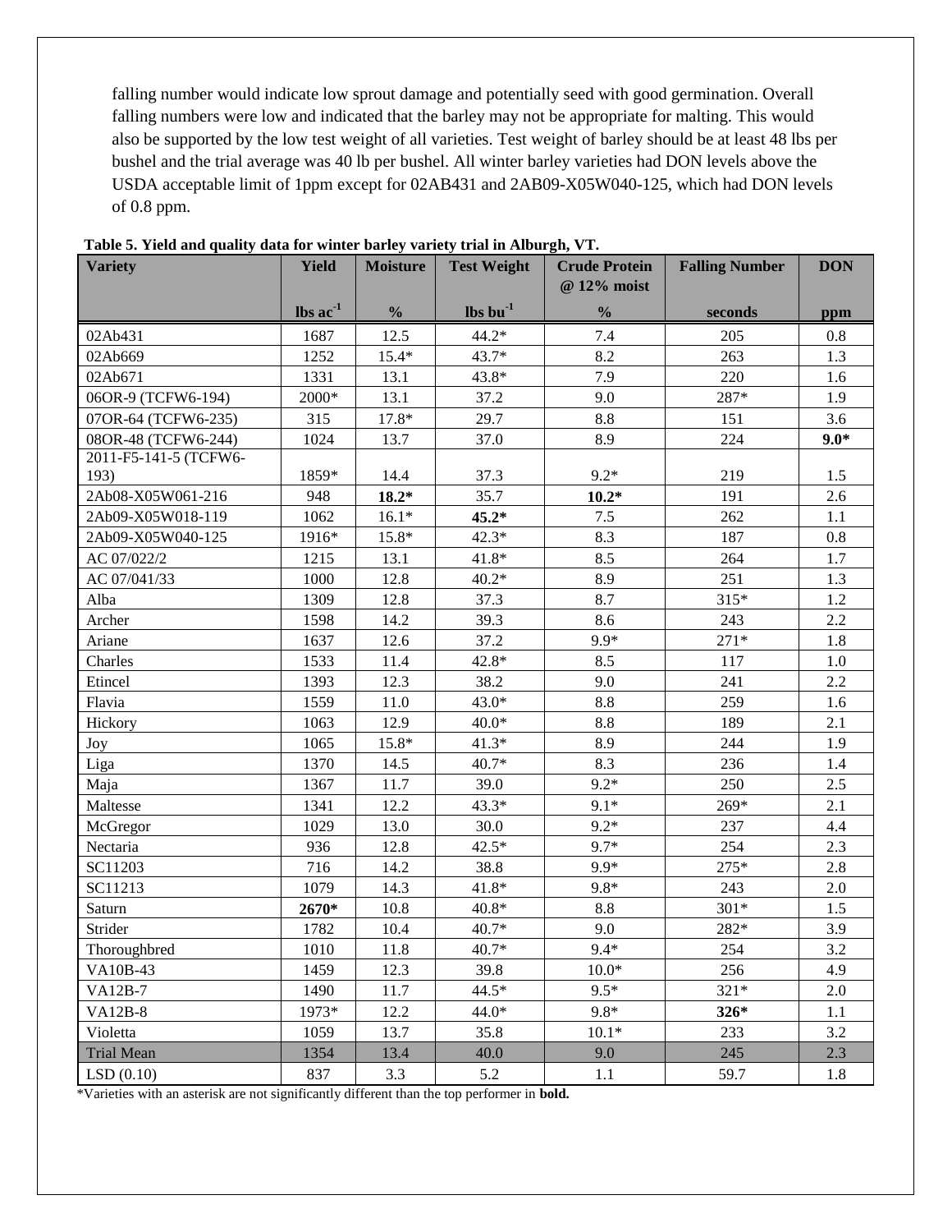falling number would indicate low sprout damage and potentially seed with good germination. Overall falling numbers were low and indicated that the barley may not be appropriate for malting. This would also be supported by the low test weight of all varieties. Test weight of barley should be at least 48 lbs per bushel and the trial average was 40 lb per bushel. All winter barley varieties had DON levels above the USDA acceptable limit of 1ppm except for 02AB431 and 2AB09-X05W040-125, which had DON levels of 0.8 ppm.

**Table 5. Yield and quality data for winter barley variety trial in Alburgh, VT.**

| Variety | Yield | Moisture | Test Weight | Crude Protein @ 12% moist | Falling Number | DON |
|---|---|---|---|---|---|---|
| | lbs $ac^{-1}$ | % | lbs $bu^{-1}$ | % | seconds | ppm |
| 02Ab431 | 1687 | 12.5 | 44.2* | 7.4 | 205 | 0.8 |
| 02Ab669 | 1252 | 15.4* | 43.7* | 8.2 | 263 | 1.3 |
| 02Ab671 | 1331 | 13.1 | 43.8* | 7.9 | 220 | 1.6 |
| 06OR-9 (TCFW6-194) | 2000* | 13.1 | 37.2 | 9.0 | 287* | 1.9 |
| 07OR-64 (TCFW6-235) | 315 | 17.8* | 29.7 | 8.8 | 151 | 3.6 |
| 08OR-48 (TCFW6-244) | 1024 | 13.7 | 37.0 | 8.9 | 224 | **9.0*** |
| 2011-F5-141-5 (TCFW6-193) | 1859* | 14.4 | 37.3 | 9.2* | 219 | 1.5 |
| 2Ab08-X05W061-216 | 948 | **18.2*** | 35.7 | **10.2*** | 191 | 2.6 |
| 2Ab09-X05W018-119 | 1062 | 16.1* | **45.2*** | 7.5 | 262 | 1.1 |
| 2Ab09-X05W040-125 | 1916* | 15.8* | 42.3* | 8.3 | 187 | 0.8 |
| AC 07/022/2 | 1215 | 13.1 | 41.8* | 8.5 | 264 | 1.7 |
| AC 07/041/33 | 1000 | 12.8 | 40.2* | 8.9 | 251 | 1.3 |
| Alba | 1309 | 12.8 | 37.3 | 8.7 | 315* | 1.2 |
| Archer | 1598 | 14.2 | 39.3 | 8.6 | 243 | 2.2 |
| Ariane | 1637 | 12.6 | 37.2 | 9.9* | 271* | 1.8 |
| Charles | 1533 | 11.4 | 42.8* | 8.5 | 117 | 1.0 |
| Etincel | 1393 | 12.3 | 38.2 | 9.0 | 241 | 2.2 |
| Flavia | 1559 | 11.0 | 43.0* | 8.8 | 259 | 1.6 |
| Hickory | 1063 | 12.9 | 40.0* | 8.8 | 189 | 2.1 |
| Joy | 1065 | 15.8* | 41.3* | 8.9 | 244 | 1.9 |
| Liga | 1370 | 14.5 | 40.7* | 8.3 | 236 | 1.4 |
| Maja | 1367 | 11.7 | 39.0 | 9.2* | 250 | 2.5 |
| Maltesse | 1341 | 12.2 | 43.3* | 9.1* | 269* | 2.1 |
| McGregor | 1029 | 13.0 | 30.0 | 9.2* | 237 | 4.4 |
| Nectaria | 936 | 12.8 | 42.5* | 9.7* | 254 | 2.3 |
| SC11203 | 716 | 14.2 | 38.8 | 9.9* | 275* | 2.8 |
| SC11213 | 1079 | 14.3 | 41.8* | 9.8* | 243 | 2.0 |
| Saturn | **2670*** | 10.8 | 40.8* | 8.8 | 301* | 1.5 |
| Strider | 1782 | 10.4 | 40.7* | 9.0 | 282* | 3.9 |
| Thoroughbred | 1010 | 11.8 | 40.7* | 9.4* | 254 | 3.2 |
| VA10B-43 | 1459 | 12.3 | 39.8 | 10.0* | 256 | 4.9 |
| VA12B-7 | 1490 | 11.7 | 44.5* | 9.5* | 321* | 2.0 |
| VA12B-8 | 1973* | 12.2 | 44.0* | 9.8* | **326*** | 1.1 |
| Violetta | 1059 | 13.7 | 35.8 | 10.1* | 233 | 3.2 |
| Trial Mean | 1354 | 13.4 | 40.0 | 9.0 | 245 | 2.3 |
| LSD (0.10) | 837 | 3.3 | 5.2 | 1.1 | 59.7 | 1.8 |

*Varieties with an asterisk are not significantly different than the top performer in **bold.**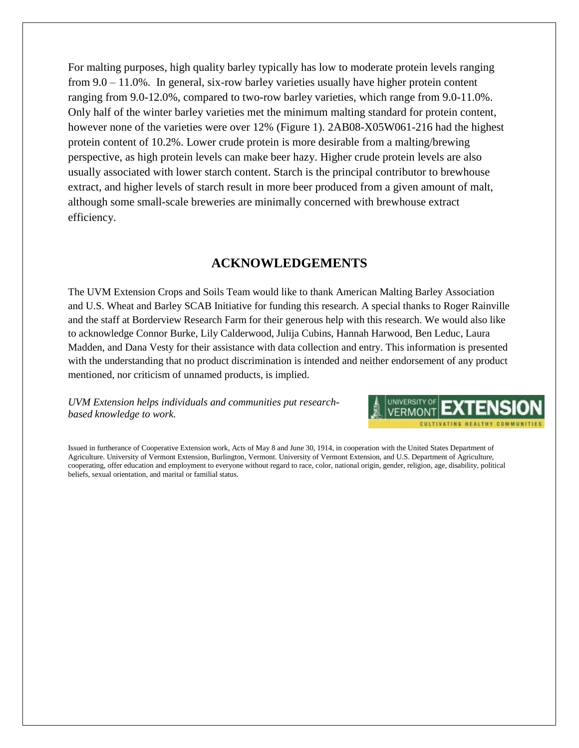For malting purposes, high quality barley typically has low to moderate protein levels ranging from 9.0 – 11.0%. In general, six-row barley varieties usually have higher protein content ranging from 9.0-12.0%, compared to two-row barley varieties, which range from 9.0-11.0%. Only half of the winter barley varieties met the minimum malting standard for protein content, however none of the varieties were over 12% (Figure 1). 2AB08-X05W061-216 had the highest protein content of 10.2%. Lower crude protein is more desirable from a malting/brewing perspective, as high protein levels can make beer hazy. Higher crude protein levels are also usually associated with lower starch content. Starch is the principal contributor to brewhouse extract, and higher levels of starch result in more beer produced from a given amount of malt, although some small-scale breweries are minimally concerned with brewhouse extract efficiency.

## ACKNOWLEDGEMENTS

The UVM Extension Crops and Soils Team would like to thank American Malting Barley Association and U.S. Wheat and Barley SCAB Initiative for funding this research. A special thanks to Roger Rainville and the staff at Borderview Research Farm for their generous help with this research. We would also like to acknowledge Connor Burke, Lily Calderwood, Julija Cubins, Hannah Harwood, Ben Leduc, Laura Madden, and Dana Vesty for their assistance with data collection and entry. This information is presented with the understanding that no product discrimination is intended and neither endorsement of any product mentioned, nor criticism of unnamed products, is implied.

*UVM Extension helps individuals and communities put research-based knowledge to work.*

UNIVERSITY OF VERMONT EXTENSION
CULTIVATING HEALTHY COMMUNITIES

Issued in furtherance of Cooperative Extension work, Acts of May 8 and June 30, 1914, in cooperation with the United States Department of Agriculture. University of Vermont Extension, Burlington, Vermont. University of Vermont Extension, and U.S. Department of Agriculture, cooperating, offer education and employment to everyone without regard to race, color, national origin, gender, religion, age, disability, political beliefs, sexual orientation, and marital or familial status.